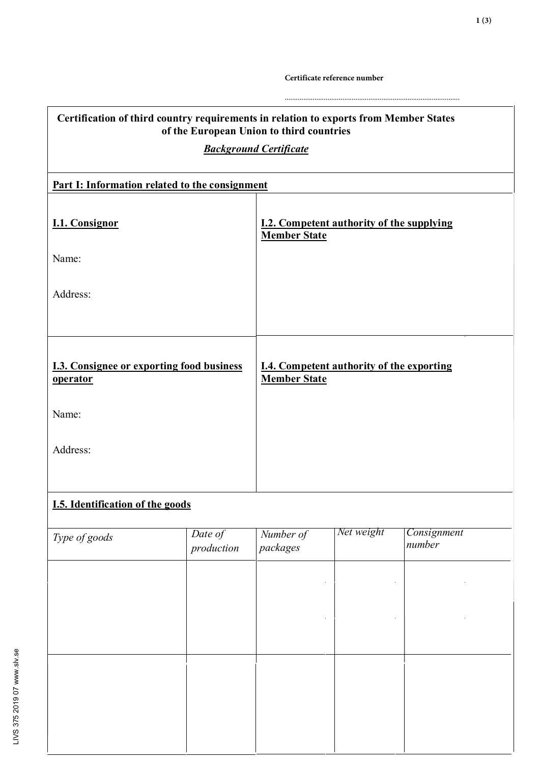Certificate reference number

.............................................................................................

**Certification of third country requirements in relation to exports from Member States of the European Union to third countries**

***Background Certificate***

**Part I: Information related to the consignment**

| **I.1. Consignor** | **I.2. Competent authority of the supplying Member State** |
|---|---|
| Name: | |
| Address: | |

| **I.3. Consignee or exporting food business operator** | **I.4. Competent authority of the exporting Member State** |
|---|---|
| Name: | |
| Address: | |

**I.5. Identification of the goods**

| *Type of goods* | *Date of production* | *Number of packages* | *Net weight* | *Consignment number* |
|---|---|---|---|---|
| | | | | |
| | | | | |

LIVS 375 2019 07 www.slv.se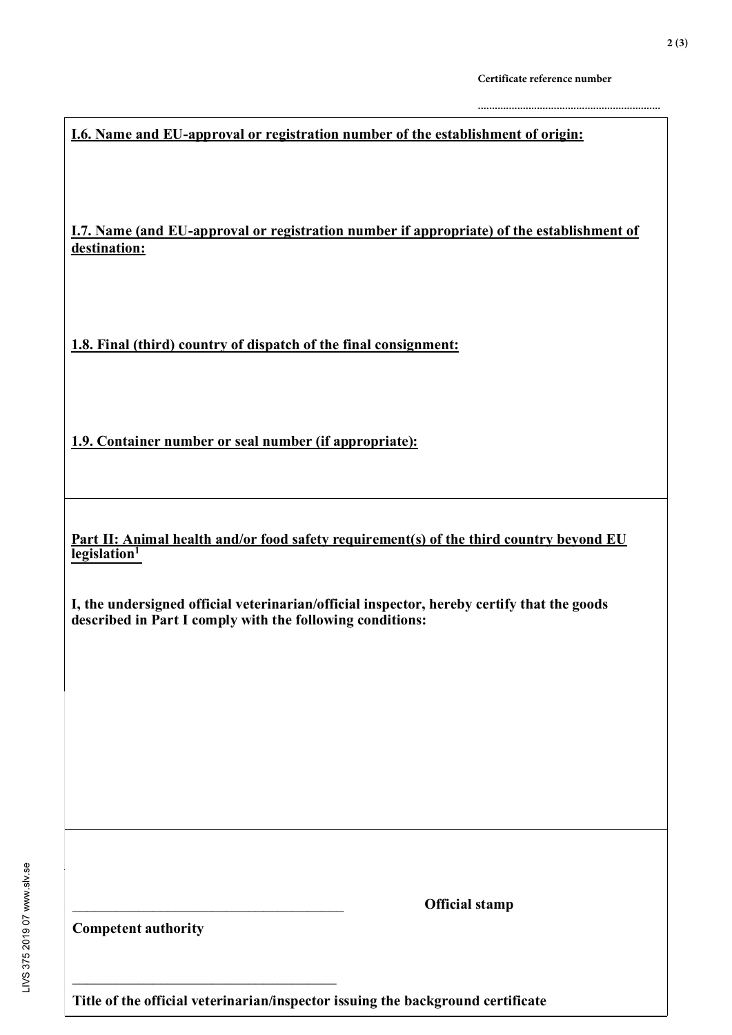Certificate reference number

................................................................

**I.6. Name and EU-approval or registration number of the establishment of origin:**

**I.7. Name (and EU-approval or registration number if appropriate) of the establishment of destination:**

**1.8. Final (third) country of dispatch of the final consignment:**

**1.9. Container number or seal number (if appropriate):**

**Part II: Animal health and/or food safety requirement(s) of the third country beyond EU legislation[1]**

**I, the undersigned official veterinarian/official inspector, hereby certify that the goods described in Part I comply with the following conditions:**

\_\_\_\_\_\_\_\_\_\_\_\_\_\_\_\_\_\_\_\_\_\_\_\_\_\_\_\_\_\_\_\_\_\_\_\_\_\_\_\_

**Competent authority**

**Official stamp**

\_\_\_\_\_\_\_\_\_\_\_\_\_\_\_\_\_\_\_\_\_\_\_\_\_\_\_\_\_\_\_\_\_\_\_\_\_\_\_\_

**Title of the official veterinarian/inspector issuing the background certificate**

LIVS 375 2019 07 www.slv.se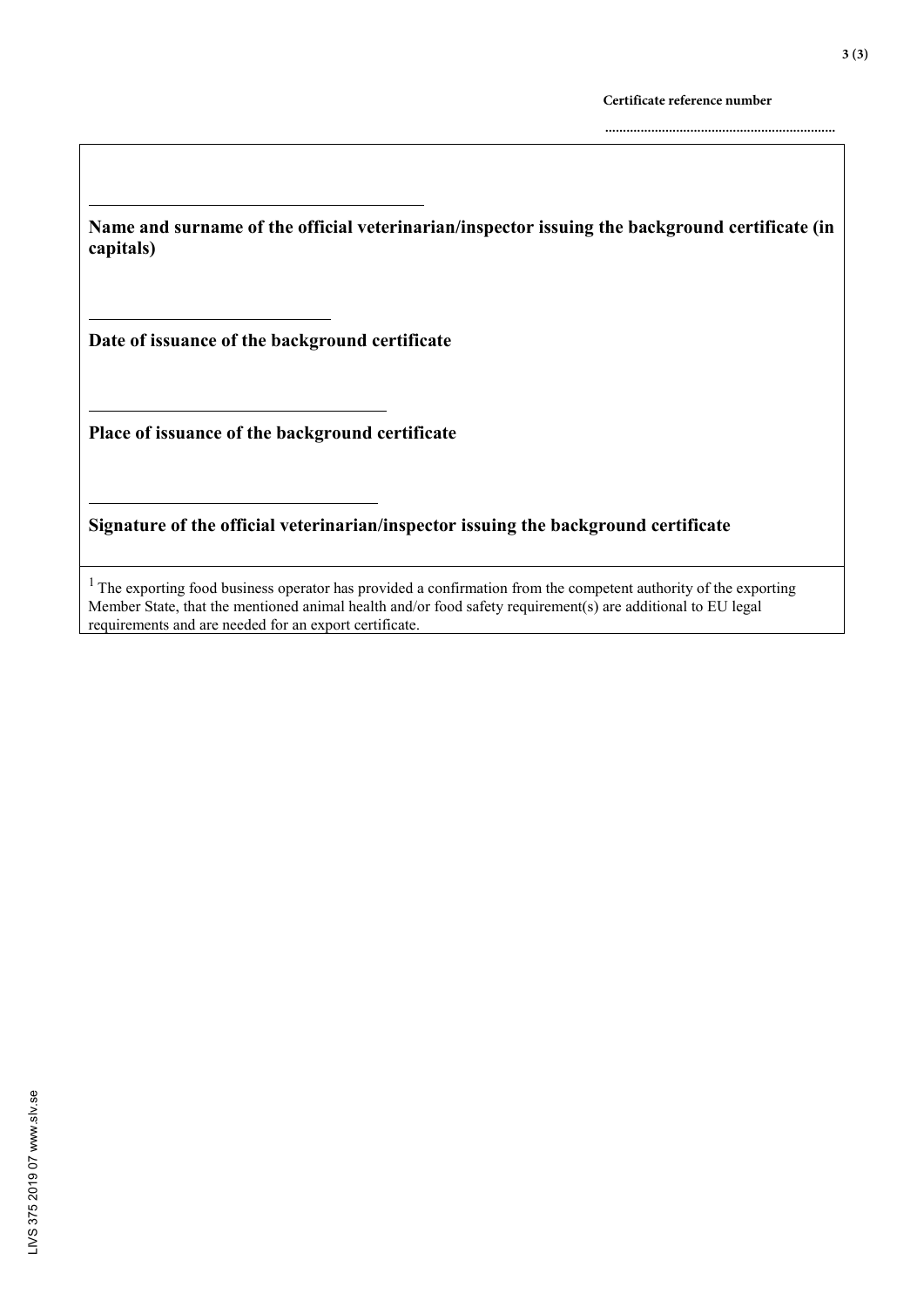**Certificate reference number**

................................................................

\_\_\_\_\_\_\_\_\_\_\_\_\_\_\_\_\_\_\_\_\_\_\_\_\_\_\_\_\_\_\_\_\_\_\_\_\_\_\_\_

**Name and surname of the official veterinarian/inspector issuing the background certificate (in capitals)**

\_\_\_\_\_\_\_\_\_\_\_\_\_\_\_\_\_\_\_\_\_\_\_\_\_\_\_\_\_\_

**Date of issuance of the background certificate**

\_\_\_\_\_\_\_\_\_\_\_\_\_\_\_\_\_\_\_\_\_\_\_\_\_\_\_\_\_\_\_\_\_\_\_\_\_

**Place of issuance of the background certificate**

\_\_\_\_\_\_\_\_\_\_\_\_\_\_\_\_\_\_\_\_\_\_\_\_\_\_\_\_\_\_\_\_\_\_\_\_

**Signature of the official veterinarian/inspector issuing the background certificate**

[1] The exporting food business operator has provided a confirmation from the competent authority of the exporting Member State, that the mentioned animal health and/or food safety requirement(s) are additional to EU legal requirements and are needed for an export certificate.

LIVS 375 2019 07 www.slv.se